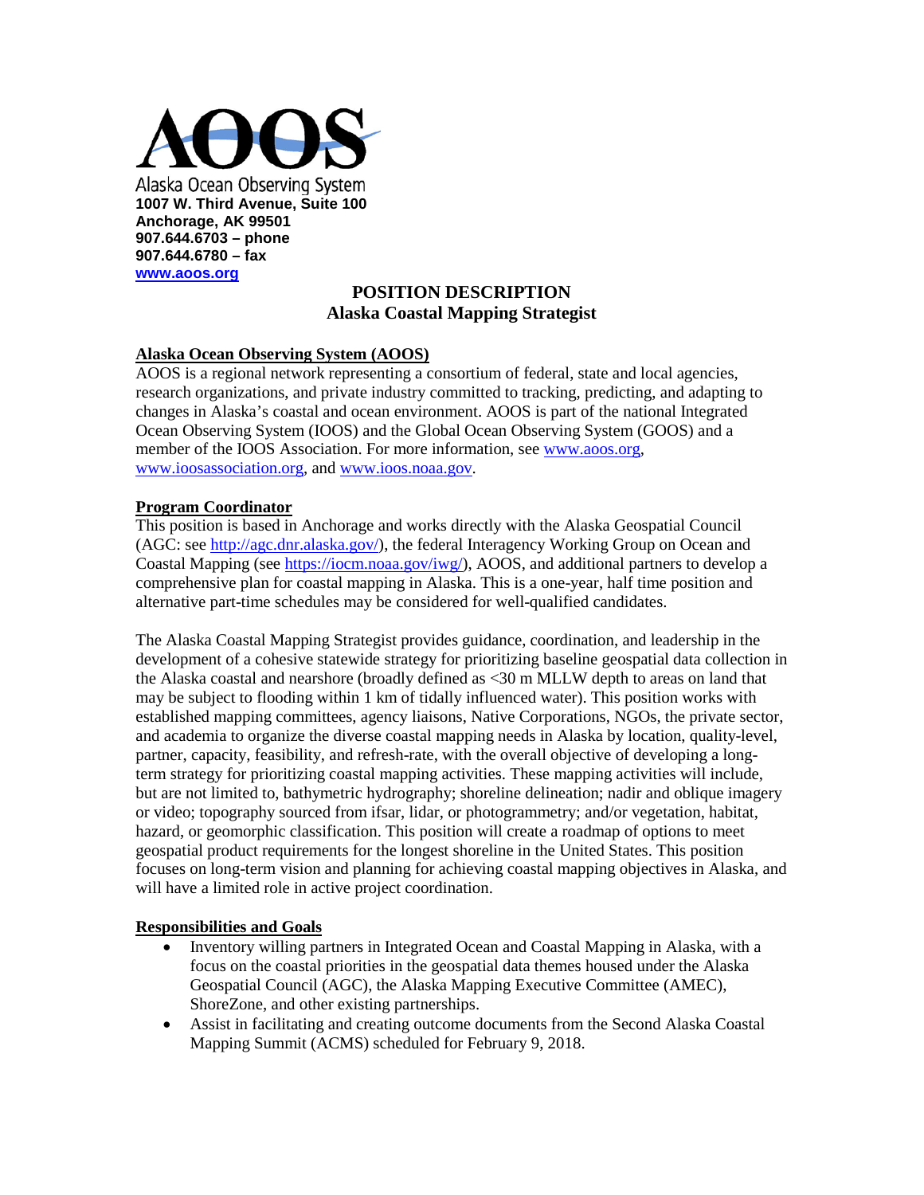# AOOS

Alaska Ocean Observing System
**1007 W. Third Avenue, Suite 100**
**Anchorage, AK 99501**
**907.644.6703 – phone**
**907.644.6780 – fax**
**www.aoos.org**

## POSITION DESCRIPTION
## Alaska Coastal Mapping Strategist

### Alaska Ocean Observing System (AOOS)

AOOS is a regional network representing a consortium of federal, state and local agencies, research organizations, and private industry committed to tracking, predicting, and adapting to changes in Alaska's coastal and ocean environment. AOOS is part of the national Integrated Ocean Observing System (IOOS) and the Global Ocean Observing System (GOOS) and a member of the IOOS Association. For more information, see www.aoos.org, www.ioosassociation.org, and www.ioos.noaa.gov.

### Program Coordinator

This position is based in Anchorage and works directly with the Alaska Geospatial Council (AGC: see http://agc.dnr.alaska.gov/), the federal Interagency Working Group on Ocean and Coastal Mapping (see https://iocm.noaa.gov/iwg/), AOOS, and additional partners to develop a comprehensive plan for coastal mapping in Alaska. This is a one-year, half time position and alternative part-time schedules may be considered for well-qualified candidates.

The Alaska Coastal Mapping Strategist provides guidance, coordination, and leadership in the development of a cohesive statewide strategy for prioritizing baseline geospatial data collection in the Alaska coastal and nearshore (broadly defined as <30 m MLLW depth to areas on land that may be subject to flooding within 1 km of tidally influenced water). This position works with established mapping committees, agency liaisons, Native Corporations, NGOs, the private sector, and academia to organize the diverse coastal mapping needs in Alaska by location, quality-level, partner, capacity, feasibility, and refresh-rate, with the overall objective of developing a long-term strategy for prioritizing coastal mapping activities. These mapping activities will include, but are not limited to, bathymetric hydrography; shoreline delineation; nadir and oblique imagery or video; topography sourced from ifsar, lidar, or photogrammetry; and/or vegetation, habitat, hazard, or geomorphic classification. This position will create a roadmap of options to meet geospatial product requirements for the longest shoreline in the United States. This position focuses on long-term vision and planning for achieving coastal mapping objectives in Alaska, and will have a limited role in active project coordination.

### Responsibilities and Goals

- Inventory willing partners in Integrated Ocean and Coastal Mapping in Alaska, with a focus on the coastal priorities in the geospatial data themes housed under the Alaska Geospatial Council (AGC), the Alaska Mapping Executive Committee (AMEC), ShoreZone, and other existing partnerships.
- Assist in facilitating and creating outcome documents from the Second Alaska Coastal Mapping Summit (ACMS) scheduled for February 9, 2018.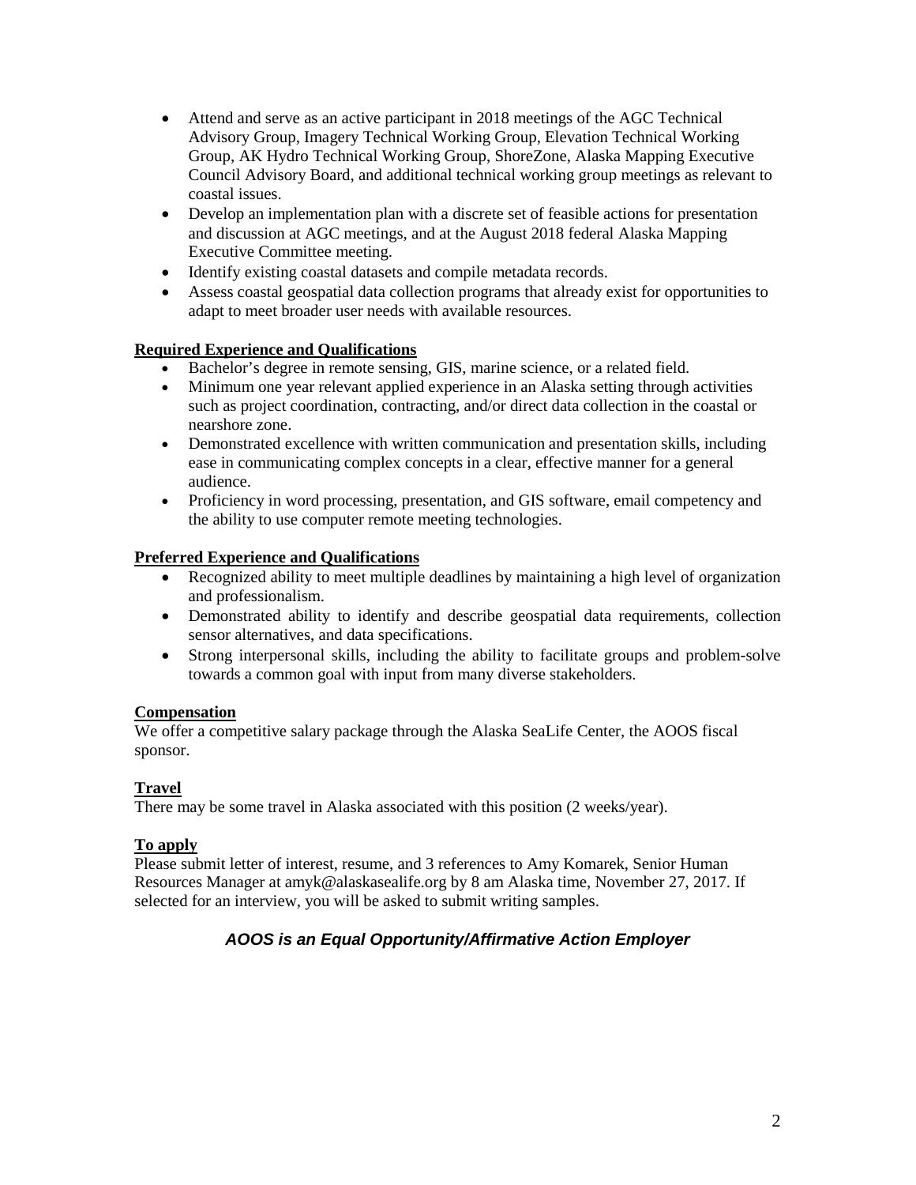- Attend and serve as an active participant in 2018 meetings of the AGC Technical Advisory Group, Imagery Technical Working Group, Elevation Technical Working Group, AK Hydro Technical Working Group, ShoreZone, Alaska Mapping Executive Council Advisory Board, and additional technical working group meetings as relevant to coastal issues.
- Develop an implementation plan with a discrete set of feasible actions for presentation and discussion at AGC meetings, and at the August 2018 federal Alaska Mapping Executive Committee meeting.
- Identify existing coastal datasets and compile metadata records.
- Assess coastal geospatial data collection programs that already exist for opportunities to adapt to meet broader user needs with available resources.

**Required Experience and Qualifications**

- Bachelor's degree in remote sensing, GIS, marine science, or a related field.
- Minimum one year relevant applied experience in an Alaska setting through activities such as project coordination, contracting, and/or direct data collection in the coastal or nearshore zone.
- Demonstrated excellence with written communication and presentation skills, including ease in communicating complex concepts in a clear, effective manner for a general audience.
- Proficiency in word processing, presentation, and GIS software, email competency and the ability to use computer remote meeting technologies.

**Preferred Experience and Qualifications**

- Recognized ability to meet multiple deadlines by maintaining a high level of organization and professionalism.
- Demonstrated ability to identify and describe geospatial data requirements, collection sensor alternatives, and data specifications.
- Strong interpersonal skills, including the ability to facilitate groups and problem-solve towards a common goal with input from many diverse stakeholders.

**Compensation**

We offer a competitive salary package through the Alaska SeaLife Center, the AOOS fiscal sponsor.

**Travel**

There may be some travel in Alaska associated with this position (2 weeks/year).

**To apply**

Please submit letter of interest, resume, and 3 references to Amy Komarek, Senior Human Resources Manager at amyk@alaskasealife.org by 8 am Alaska time, November 27, 2017. If selected for an interview, you will be asked to submit writing samples.

***AOOS is an Equal Opportunity/Affirmative Action Employer***